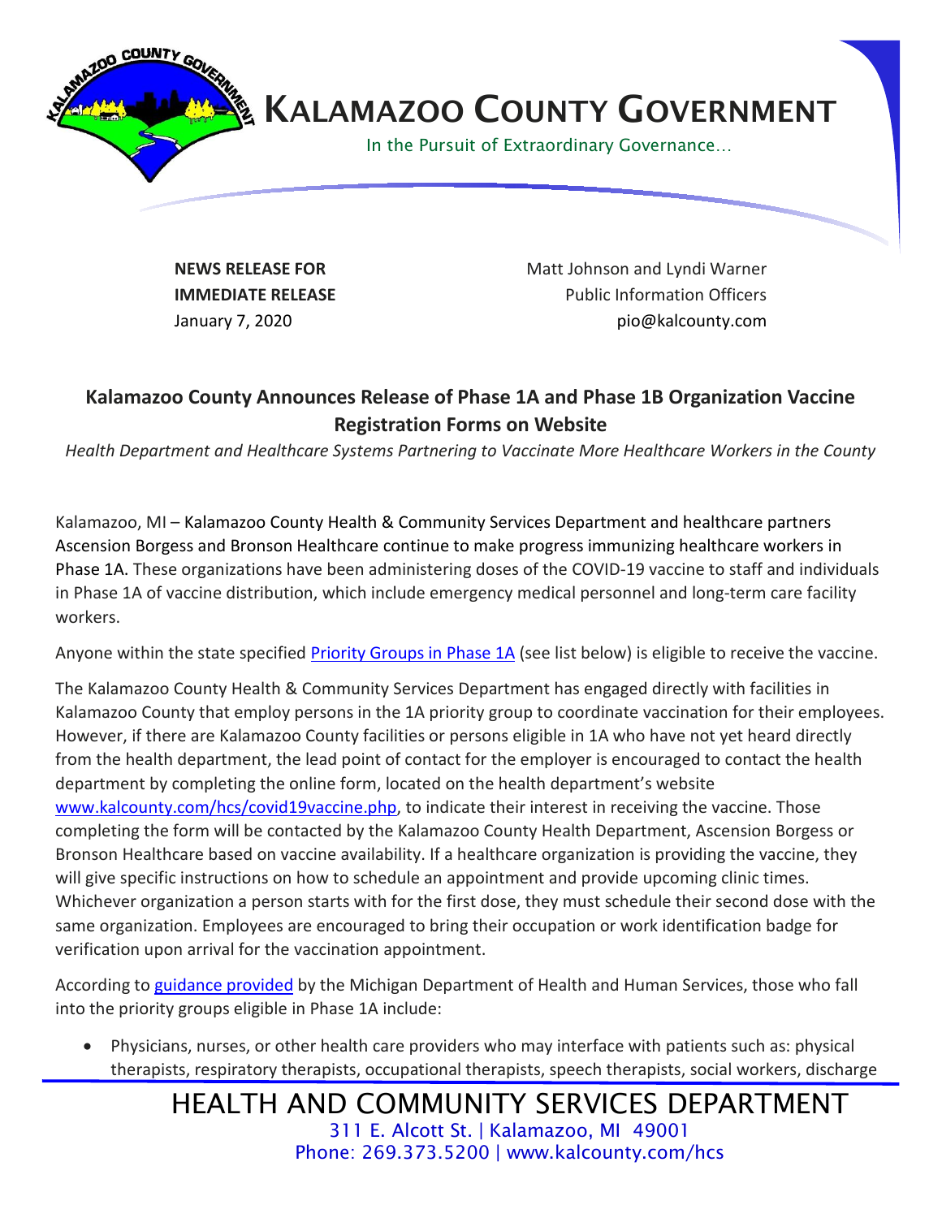# KALAMAZOO COUNTY GOVERNMENT

In the Pursuit of Extraordinary Governance…

**NEWS RELEASE FOR IMMEDIATE RELEASE**
January 7, 2020

Matt Johnson and Lyndi Warner
Public Information Officers
pio@kalcounty.com

## Kalamazoo County Announces Release of Phase 1A and Phase 1B Organization Vaccine Registration Forms on Website

*Health Department and Healthcare Systems Partnering to Vaccinate More Healthcare Workers in the County*

Kalamazoo, MI – Kalamazoo County Health & Community Services Department and healthcare partners Ascension Borgess and Bronson Healthcare continue to make progress immunizing healthcare workers in Phase 1A. These organizations have been administering doses of the COVID-19 vaccine to staff and individuals in Phase 1A of vaccine distribution, which include emergency medical personnel and long-term care facility workers.

Anyone within the state specified Priority Groups in Phase 1A (see list below) is eligible to receive the vaccine.

The Kalamazoo County Health & Community Services Department has engaged directly with facilities in Kalamazoo County that employ persons in the 1A priority group to coordinate vaccination for their employees. However, if there are Kalamazoo County facilities or persons eligible in 1A who have not yet heard directly from the health department, the lead point of contact for the employer is encouraged to contact the health department by completing the online form, located on the health department's website www.kalcounty.com/hcs/covid19vaccine.php, to indicate their interest in receiving the vaccine. Those completing the form will be contacted by the Kalamazoo County Health Department, Ascension Borgess or Bronson Healthcare based on vaccine availability. If a healthcare organization is providing the vaccine, they will give specific instructions on how to schedule an appointment and provide upcoming clinic times. Whichever organization a person starts with for the first dose, they must schedule their second dose with the same organization. Employees are encouraged to bring their occupation or work identification badge for verification upon arrival for the vaccination appointment.

According to guidance provided by the Michigan Department of Health and Human Services, those who fall into the priority groups eligible in Phase 1A include:

- Physicians, nurses, or other health care providers who may interface with patients such as: physical therapists, respiratory therapists, occupational therapists, speech therapists, social workers, discharge

HEALTH AND COMMUNITY SERVICES DEPARTMENT
311 E. Alcott St. | Kalamazoo, MI 49001
Phone: 269.373.5200 | www.kalcounty.com/hcs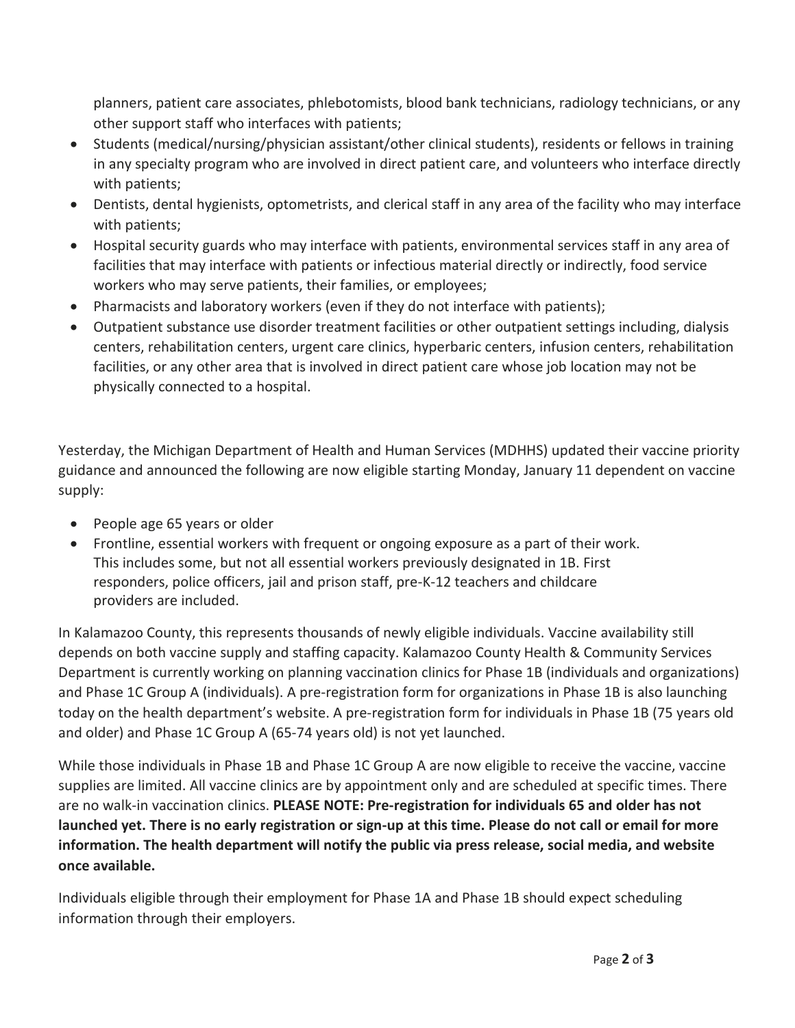planners, patient care associates, phlebotomists, blood bank technicians, radiology technicians, or any other support staff who interfaces with patients;

- Students (medical/nursing/physician assistant/other clinical students), residents or fellows in training in any specialty program who are involved in direct patient care, and volunteers who interface directly with patients;
- Dentists, dental hygienists, optometrists, and clerical staff in any area of the facility who may interface with patients;
- Hospital security guards who may interface with patients, environmental services staff in any area of facilities that may interface with patients or infectious material directly or indirectly, food service workers who may serve patients, their families, or employees;
- Pharmacists and laboratory workers (even if they do not interface with patients);
- Outpatient substance use disorder treatment facilities or other outpatient settings including, dialysis centers, rehabilitation centers, urgent care clinics, hyperbaric centers, infusion centers, rehabilitation facilities, or any other area that is involved in direct patient care whose job location may not be physically connected to a hospital.

Yesterday, the Michigan Department of Health and Human Services (MDHHS) updated their vaccine priority guidance and announced the following are now eligible starting Monday, January 11 dependent on vaccine supply:

- People age 65 years or older
- Frontline, essential workers with frequent or ongoing exposure as a part of their work. This includes some, but not all essential workers previously designated in 1B. First responders, police officers, jail and prison staff, pre-K-12 teachers and childcare providers are included.

In Kalamazoo County, this represents thousands of newly eligible individuals. Vaccine availability still depends on both vaccine supply and staffing capacity. Kalamazoo County Health & Community Services Department is currently working on planning vaccination clinics for Phase 1B (individuals and organizations) and Phase 1C Group A (individuals). A pre-registration form for organizations in Phase 1B is also launching today on the health department's website. A pre-registration form for individuals in Phase 1B (75 years old and older) and Phase 1C Group A (65-74 years old) is not yet launched.

While those individuals in Phase 1B and Phase 1C Group A are now eligible to receive the vaccine, vaccine supplies are limited. All vaccine clinics are by appointment only and are scheduled at specific times. There are no walk-in vaccination clinics. **PLEASE NOTE: Pre-registration for individuals 65 and older has not launched yet. There is no early registration or sign-up at this time. Please do not call or email for more information. The health department will notify the public via press release, social media, and website once available.**

Individuals eligible through their employment for Phase 1A and Phase 1B should expect scheduling information through their employers.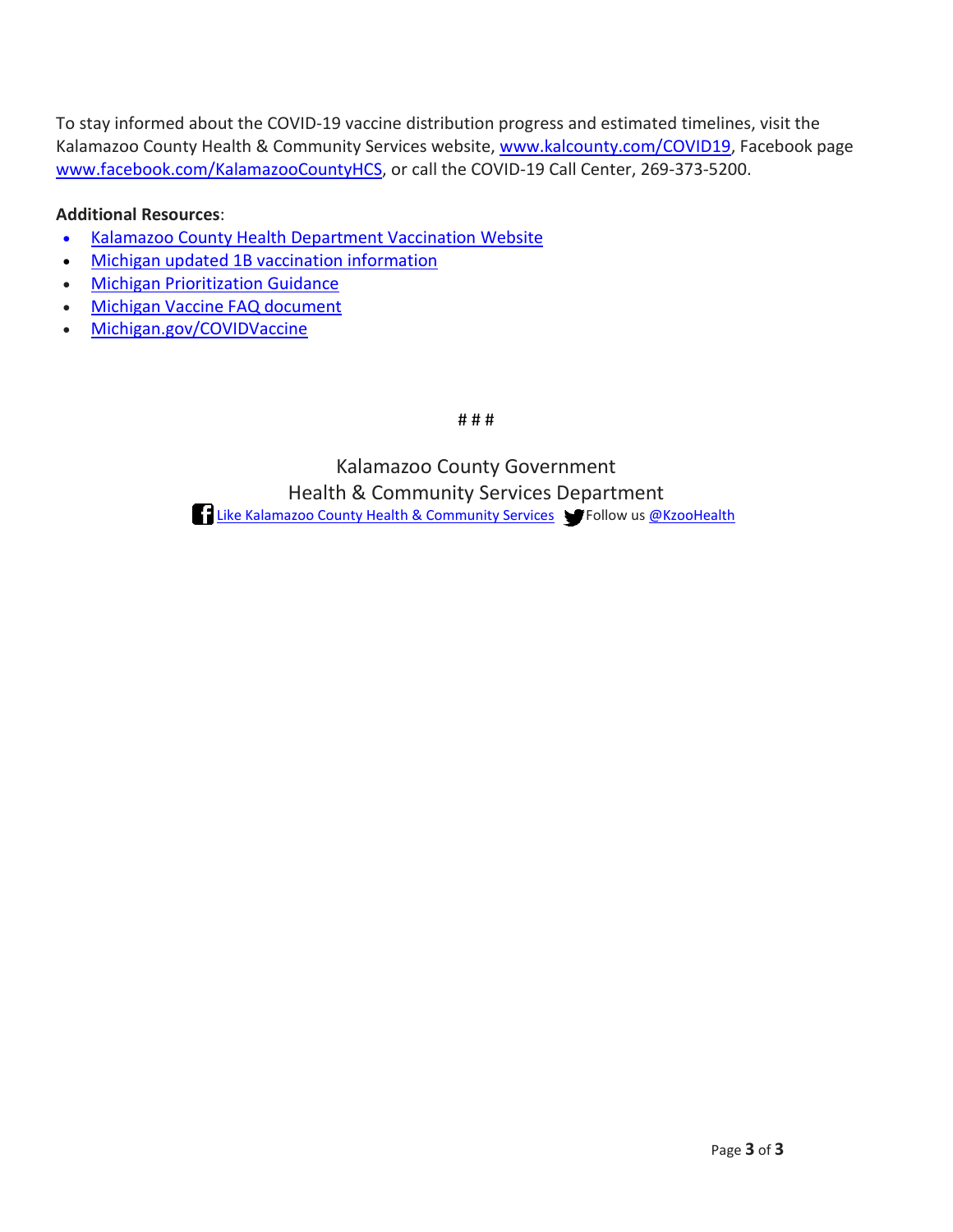To stay informed about the COVID-19 vaccine distribution progress and estimated timelines, visit the Kalamazoo County Health & Community Services website, www.kalcounty.com/COVID19, Facebook page www.facebook.com/KalamazooCountyHCS, or call the COVID-19 Call Center, 269-373-5200.

**Additional Resources**:

- Kalamazoo County Health Department Vaccination Website
- Michigan updated 1B vaccination information
- Michigan Prioritization Guidance
- Michigan Vaccine FAQ document
- Michigan.gov/COVIDVaccine

# # #

Kalamazoo County Government
Health & Community Services Department
Like Kalamazoo County Health & Community Services Follow us @KzooHealth